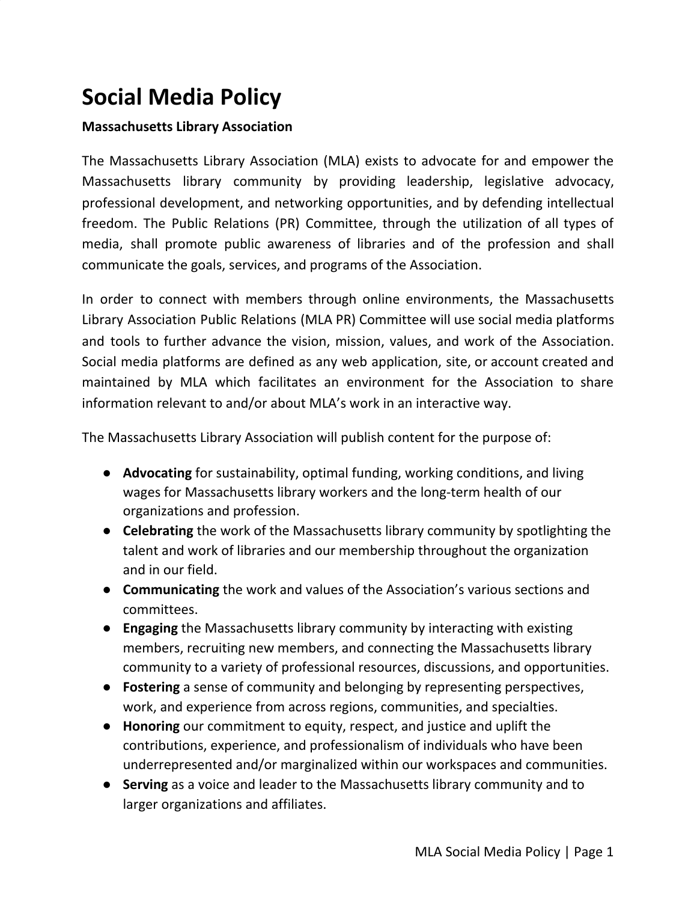# Social Media Policy

**Massachusetts Library Association**

The Massachusetts Library Association (MLA) exists to advocate for and empower the Massachusetts library community by providing leadership, legislative advocacy, professional development, and networking opportunities, and by defending intellectual freedom. The Public Relations (PR) Committee, through the utilization of all types of media, shall promote public awareness of libraries and of the profession and shall communicate the goals, services, and programs of the Association.

In order to connect with members through online environments, the Massachusetts Library Association Public Relations (MLA PR) Committee will use social media platforms and tools to further advance the vision, mission, values, and work of the Association. Social media platforms are defined as any web application, site, or account created and maintained by MLA which facilitates an environment for the Association to share information relevant to and/or about MLA's work in an interactive way.

The Massachusetts Library Association will publish content for the purpose of:

- **Advocating** for sustainability, optimal funding, working conditions, and living wages for Massachusetts library workers and the long-term health of our organizations and profession.
- **Celebrating** the work of the Massachusetts library community by spotlighting the talent and work of libraries and our membership throughout the organization and in our field.
- **Communicating** the work and values of the Association's various sections and committees.
- **Engaging** the Massachusetts library community by interacting with existing members, recruiting new members, and connecting the Massachusetts library community to a variety of professional resources, discussions, and opportunities.
- **Fostering** a sense of community and belonging by representing perspectives, work, and experience from across regions, communities, and specialties.
- **Honoring** our commitment to equity, respect, and justice and uplift the contributions, experience, and professionalism of individuals who have been underrepresented and/or marginalized within our workspaces and communities.
- **Serving** as a voice and leader to the Massachusetts library community and to larger organizations and affiliates.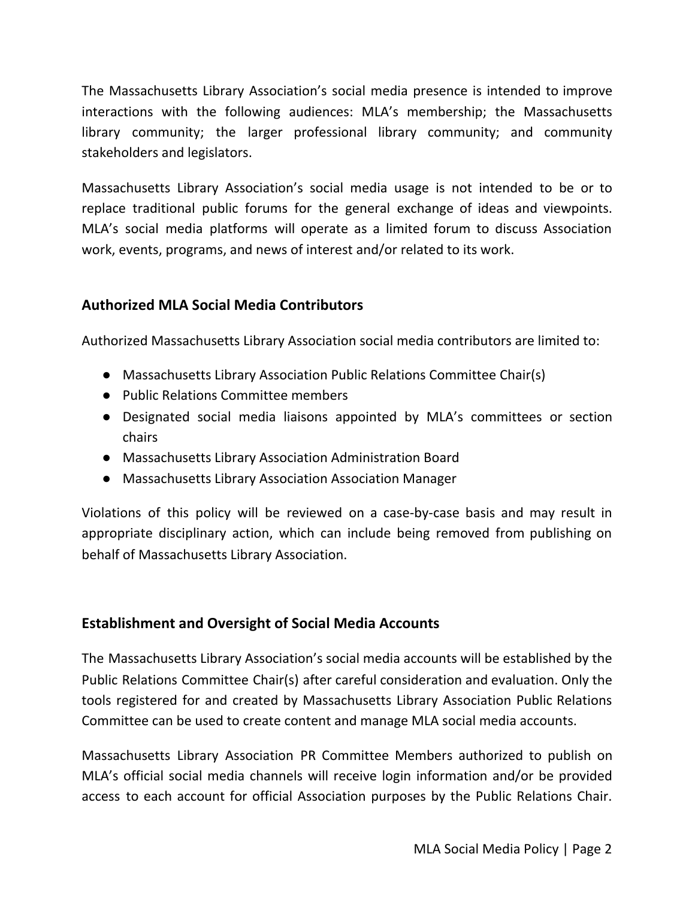The Massachusetts Library Association's social media presence is intended to improve interactions with the following audiences: MLA's membership; the Massachusetts library community; the larger professional library community; and community stakeholders and legislators.

Massachusetts Library Association's social media usage is not intended to be or to replace traditional public forums for the general exchange of ideas and viewpoints. MLA's social media platforms will operate as a limited forum to discuss Association work, events, programs, and news of interest and/or related to its work.

## Authorized MLA Social Media Contributors

Authorized Massachusetts Library Association social media contributors are limited to:

- Massachusetts Library Association Public Relations Committee Chair(s)
- Public Relations Committee members
- Designated social media liaisons appointed by MLA's committees or section chairs
- Massachusetts Library Association Administration Board
- Massachusetts Library Association Association Manager

Violations of this policy will be reviewed on a case-by-case basis and may result in appropriate disciplinary action, which can include being removed from publishing on behalf of Massachusetts Library Association.

## Establishment and Oversight of Social Media Accounts

The Massachusetts Library Association's social media accounts will be established by the Public Relations Committee Chair(s) after careful consideration and evaluation. Only the tools registered for and created by Massachusetts Library Association Public Relations Committee can be used to create content and manage MLA social media accounts.

Massachusetts Library Association PR Committee Members authorized to publish on MLA's official social media channels will receive login information and/or be provided access to each account for official Association purposes by the Public Relations Chair.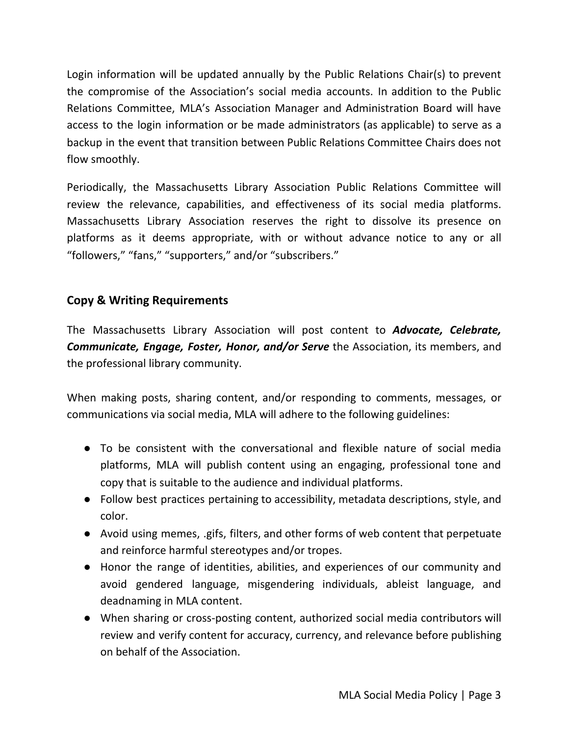Login information will be updated annually by the Public Relations Chair(s) to prevent the compromise of the Association's social media accounts. In addition to the Public Relations Committee, MLA's Association Manager and Administration Board will have access to the login information or be made administrators (as applicable) to serve as a backup in the event that transition between Public Relations Committee Chairs does not flow smoothly.

Periodically, the Massachusetts Library Association Public Relations Committee will review the relevance, capabilities, and effectiveness of its social media platforms. Massachusetts Library Association reserves the right to dissolve its presence on platforms as it deems appropriate, with or without advance notice to any or all "followers," "fans," "supporters," and/or "subscribers."

## Copy & Writing Requirements

The Massachusetts Library Association will post content to ***Advocate, Celebrate, Communicate, Engage, Foster, Honor, and/or Serve*** the Association, its members, and the professional library community.

When making posts, sharing content, and/or responding to comments, messages, or communications via social media, MLA will adhere to the following guidelines:

- To be consistent with the conversational and flexible nature of social media platforms, MLA will publish content using an engaging, professional tone and copy that is suitable to the audience and individual platforms.
- Follow best practices pertaining to accessibility, metadata descriptions, style, and color.
- Avoid using memes, .gifs, filters, and other forms of web content that perpetuate and reinforce harmful stereotypes and/or tropes.
- Honor the range of identities, abilities, and experiences of our community and avoid gendered language, misgendering individuals, ableist language, and deadnaming in MLA content.
- When sharing or cross-posting content, authorized social media contributors will review and verify content for accuracy, currency, and relevance before publishing on behalf of the Association.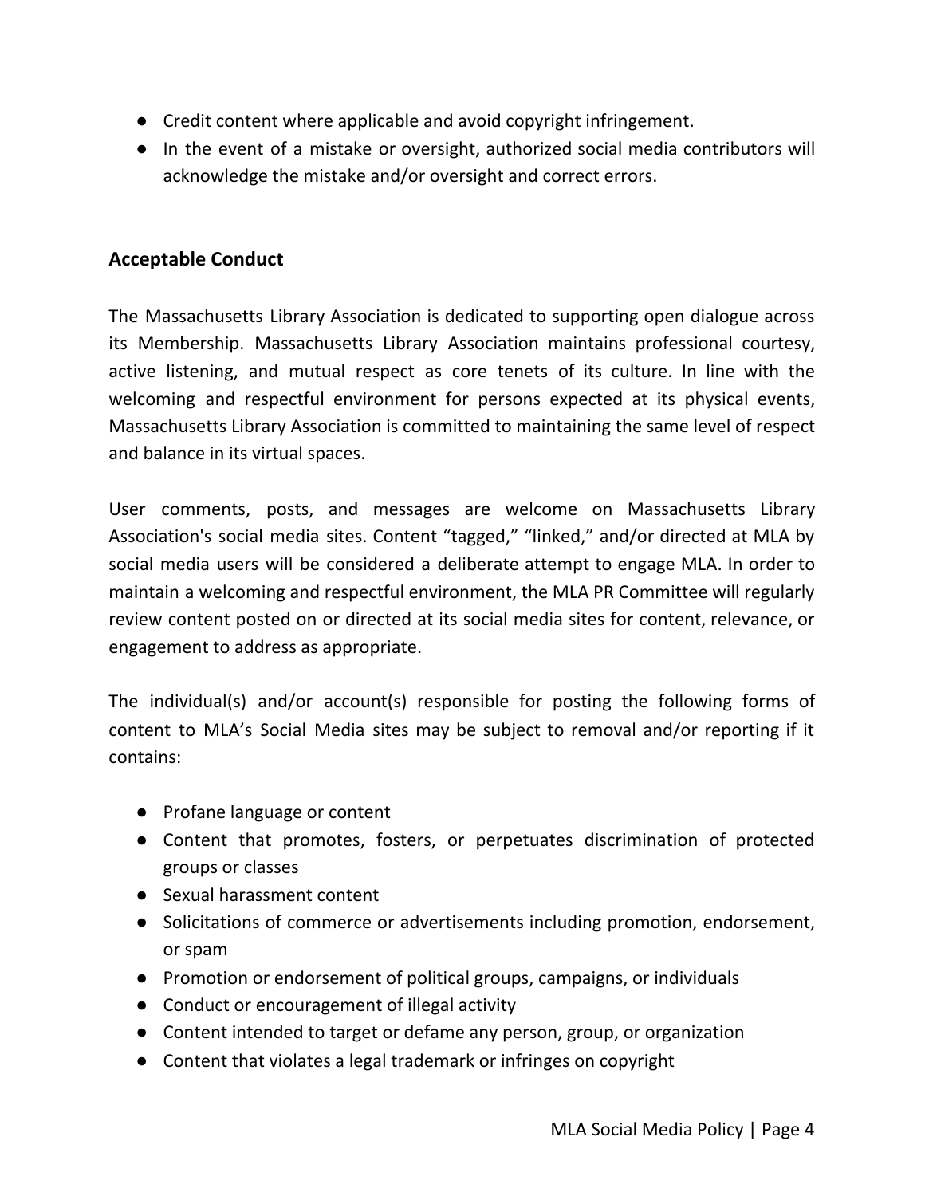- Credit content where applicable and avoid copyright infringement.
- In the event of a mistake or oversight, authorized social media contributors will acknowledge the mistake and/or oversight and correct errors.

## Acceptable Conduct

The Massachusetts Library Association is dedicated to supporting open dialogue across its Membership. Massachusetts Library Association maintains professional courtesy, active listening, and mutual respect as core tenets of its culture. In line with the welcoming and respectful environment for persons expected at its physical events, Massachusetts Library Association is committed to maintaining the same level of respect and balance in its virtual spaces.

User comments, posts, and messages are welcome on Massachusetts Library Association's social media sites. Content "tagged," "linked," and/or directed at MLA by social media users will be considered a deliberate attempt to engage MLA. In order to maintain a welcoming and respectful environment, the MLA PR Committee will regularly review content posted on or directed at its social media sites for content, relevance, or engagement to address as appropriate.

The individual(s) and/or account(s) responsible for posting the following forms of content to MLA's Social Media sites may be subject to removal and/or reporting if it contains:

- Profane language or content
- Content that promotes, fosters, or perpetuates discrimination of protected groups or classes
- Sexual harassment content
- Solicitations of commerce or advertisements including promotion, endorsement, or spam
- Promotion or endorsement of political groups, campaigns, or individuals
- Conduct or encouragement of illegal activity
- Content intended to target or defame any person, group, or organization
- Content that violates a legal trademark or infringes on copyright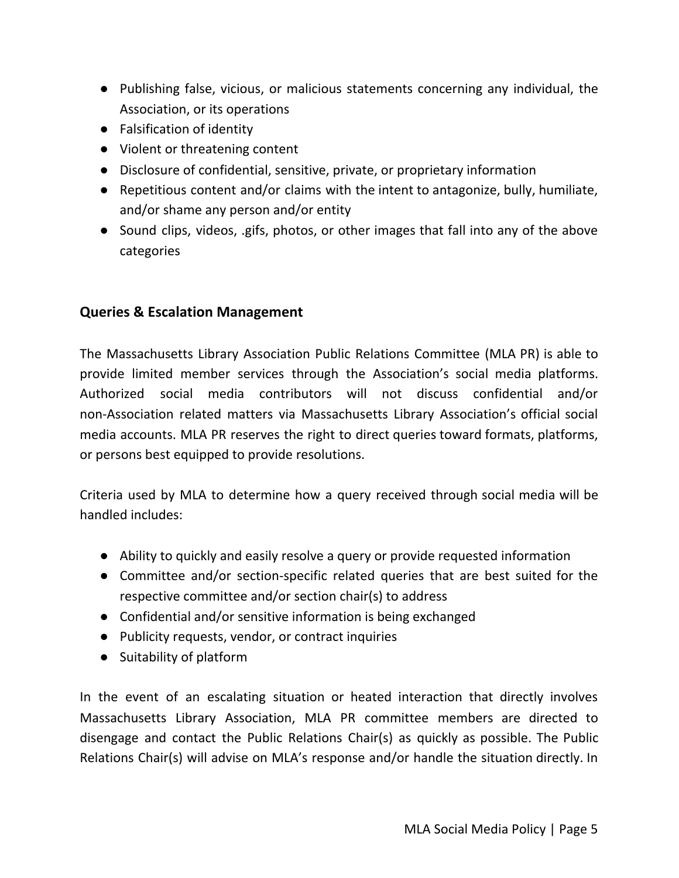- Publishing false, vicious, or malicious statements concerning any individual, the Association, or its operations
- Falsification of identity
- Violent or threatening content
- Disclosure of confidential, sensitive, private, or proprietary information
- Repetitious content and/or claims with the intent to antagonize, bully, humiliate, and/or shame any person and/or entity
- Sound clips, videos, .gifs, photos, or other images that fall into any of the above categories

### Queries & Escalation Management

The Massachusetts Library Association Public Relations Committee (MLA PR) is able to provide limited member services through the Association's social media platforms. Authorized social media contributors will not discuss confidential and/or non-Association related matters via Massachusetts Library Association's official social media accounts. MLA PR reserves the right to direct queries toward formats, platforms, or persons best equipped to provide resolutions.

Criteria used by MLA to determine how a query received through social media will be handled includes:

- Ability to quickly and easily resolve a query or provide requested information
- Committee and/or section-specific related queries that are best suited for the respective committee and/or section chair(s) to address
- Confidential and/or sensitive information is being exchanged
- Publicity requests, vendor, or contract inquiries
- Suitability of platform

In the event of an escalating situation or heated interaction that directly involves Massachusetts Library Association, MLA PR committee members are directed to disengage and contact the Public Relations Chair(s) as quickly as possible. The Public Relations Chair(s) will advise on MLA's response and/or handle the situation directly. In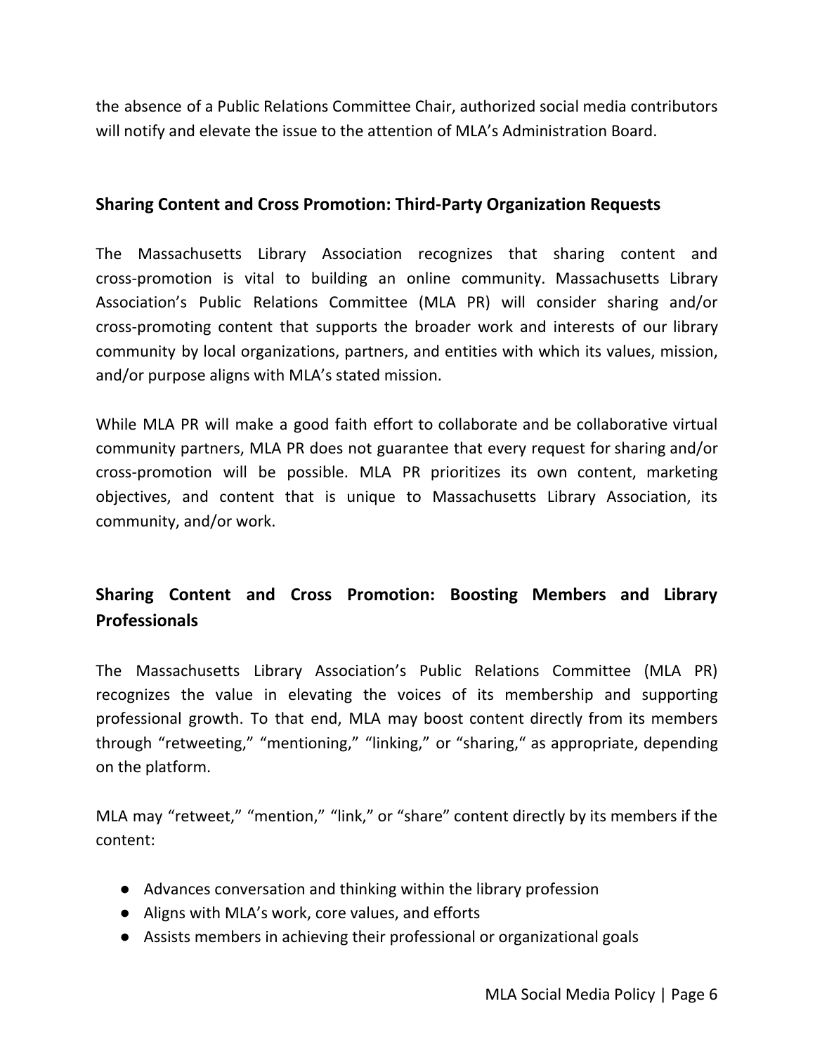the absence of a Public Relations Committee Chair, authorized social media contributors will notify and elevate the issue to the attention of MLA's Administration Board.

### Sharing Content and Cross Promotion: Third-Party Organization Requests

The Massachusetts Library Association recognizes that sharing content and cross-promotion is vital to building an online community. Massachusetts Library Association's Public Relations Committee (MLA PR) will consider sharing and/or cross-promoting content that supports the broader work and interests of our library community by local organizations, partners, and entities with which its values, mission, and/or purpose aligns with MLA's stated mission.

While MLA PR will make a good faith effort to collaborate and be collaborative virtual community partners, MLA PR does not guarantee that every request for sharing and/or cross-promotion will be possible. MLA PR prioritizes its own content, marketing objectives, and content that is unique to Massachusetts Library Association, its community, and/or work.

### Sharing Content and Cross Promotion: Boosting Members and Library Professionals

The Massachusetts Library Association's Public Relations Committee (MLA PR) recognizes the value in elevating the voices of its membership and supporting professional growth. To that end, MLA may boost content directly from its members through "retweeting," "mentioning," "linking," or "sharing," as appropriate, depending on the platform.

MLA may "retweet," "mention," "link," or "share" content directly by its members if the content:

- Advances conversation and thinking within the library profession
- Aligns with MLA's work, core values, and efforts
- Assists members in achieving their professional or organizational goals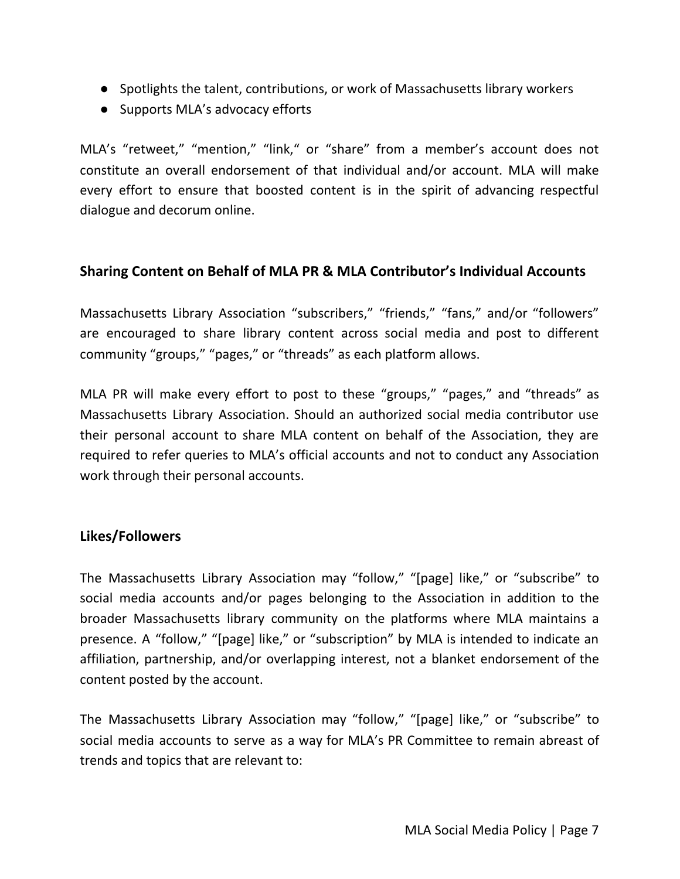- Spotlights the talent, contributions, or work of Massachusetts library workers
- Supports MLA's advocacy efforts

MLA's "retweet," "mention," "link," or "share" from a member's account does not constitute an overall endorsement of that individual and/or account. MLA will make every effort to ensure that boosted content is in the spirit of advancing respectful dialogue and decorum online.

### Sharing Content on Behalf of MLA PR & MLA Contributor's Individual Accounts

Massachusetts Library Association "subscribers," "friends," "fans," and/or "followers" are encouraged to share library content across social media and post to different community "groups," "pages," or "threads" as each platform allows.

MLA PR will make every effort to post to these "groups," "pages," and "threads" as Massachusetts Library Association. Should an authorized social media contributor use their personal account to share MLA content on behalf of the Association, they are required to refer queries to MLA's official accounts and not to conduct any Association work through their personal accounts.

### Likes/Followers

The Massachusetts Library Association may "follow," "[page] like," or "subscribe" to social media accounts and/or pages belonging to the Association in addition to the broader Massachusetts library community on the platforms where MLA maintains a presence. A "follow," "[page] like," or "subscription" by MLA is intended to indicate an affiliation, partnership, and/or overlapping interest, not a blanket endorsement of the content posted by the account.

The Massachusetts Library Association may "follow," "[page] like," or "subscribe" to social media accounts to serve as a way for MLA's PR Committee to remain abreast of trends and topics that are relevant to: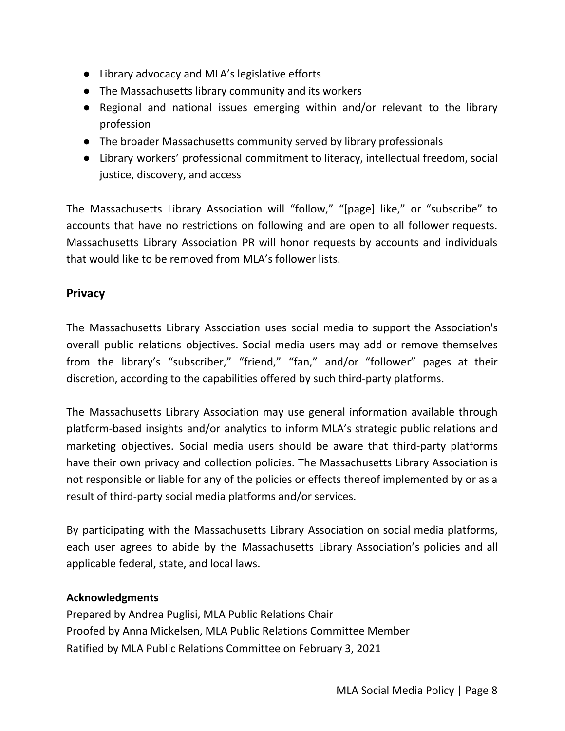- Library advocacy and MLA's legislative efforts
- The Massachusetts library community and its workers
- Regional and national issues emerging within and/or relevant to the library profession
- The broader Massachusetts community served by library professionals
- Library workers' professional commitment to literacy, intellectual freedom, social justice, discovery, and access

The Massachusetts Library Association will "follow," "[page] like," or "subscribe" to accounts that have no restrictions on following and are open to all follower requests. Massachusetts Library Association PR will honor requests by accounts and individuals that would like to be removed from MLA's follower lists.

## Privacy

The Massachusetts Library Association uses social media to support the Association's overall public relations objectives. Social media users may add or remove themselves from the library's "subscriber," "friend," "fan," and/or "follower" pages at their discretion, according to the capabilities offered by such third-party platforms.

The Massachusetts Library Association may use general information available through platform-based insights and/or analytics to inform MLA's strategic public relations and marketing objectives. Social media users should be aware that third-party platforms have their own privacy and collection policies. The Massachusetts Library Association is not responsible or liable for any of the policies or effects thereof implemented by or as a result of third-party social media platforms and/or services.

By participating with the Massachusetts Library Association on social media platforms, each user agrees to abide by the Massachusetts Library Association's policies and all applicable federal, state, and local laws.

**Acknowledgments**

Prepared by Andrea Puglisi, MLA Public Relations Chair
Proofed by Anna Mickelsen, MLA Public Relations Committee Member
Ratified by MLA Public Relations Committee on February 3, 2021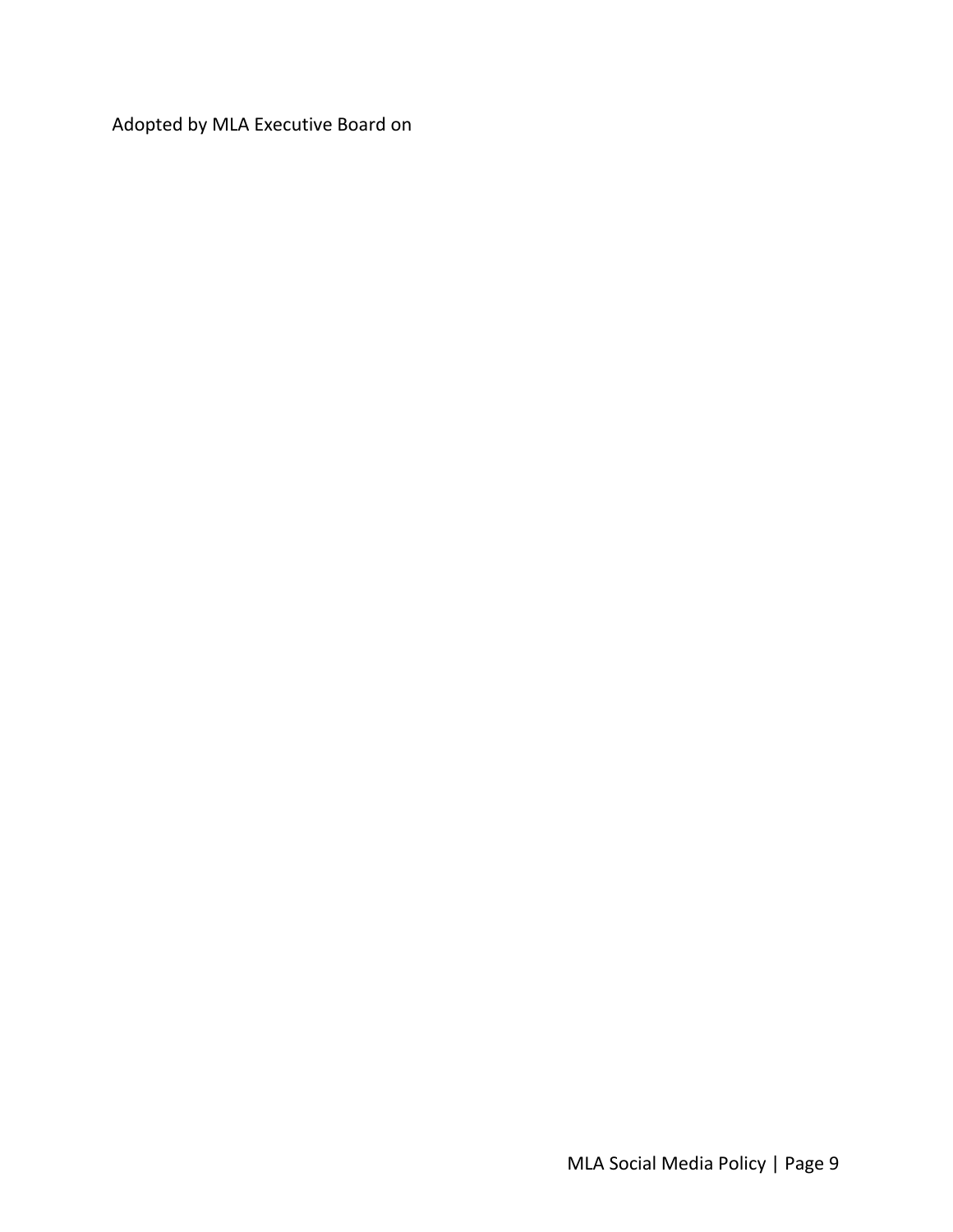Adopted by MLA Executive Board on